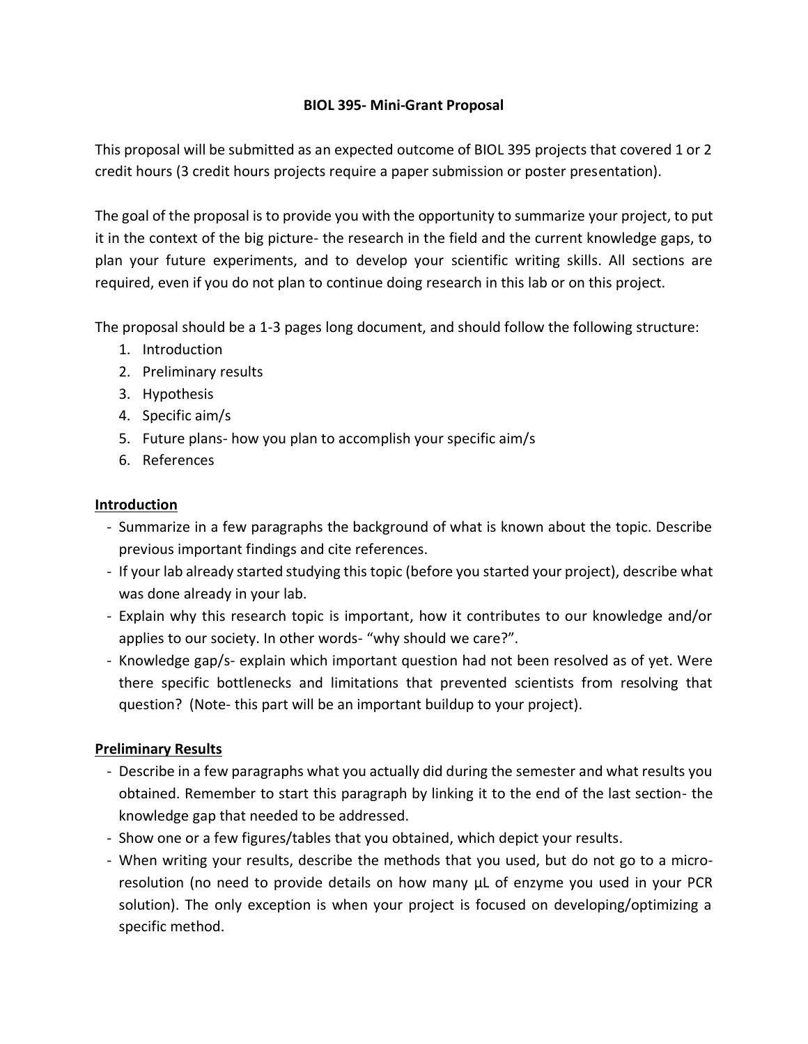# BIOL 395- Mini-Grant Proposal

This proposal will be submitted as an expected outcome of BIOL 395 projects that covered 1 or 2 credit hours (3 credit hours projects require a paper submission or poster presentation).

The goal of the proposal is to provide you with the opportunity to summarize your project, to put it in the context of the big picture- the research in the field and the current knowledge gaps, to plan your future experiments, and to develop your scientific writing skills. All sections are required, even if you do not plan to continue doing research in this lab or on this project.

The proposal should be a 1-3 pages long document, and should follow the following structure:

1. Introduction
2. Preliminary results
3. Hypothesis
4. Specific aim/s
5. Future plans- how you plan to accomplish your specific aim/s
6. References

## Introduction

- Summarize in a few paragraphs the background of what is known about the topic. Describe previous important findings and cite references.
- If your lab already started studying this topic (before you started your project), describe what was done already in your lab.
- Explain why this research topic is important, how it contributes to our knowledge and/or applies to our society. In other words- "why should we care?".
- Knowledge gap/s- explain which important question had not been resolved as of yet. Were there specific bottlenecks and limitations that prevented scientists from resolving that question? (Note- this part will be an important buildup to your project).

## Preliminary Results

- Describe in a few paragraphs what you actually did during the semester and what results you obtained. Remember to start this paragraph by linking it to the end of the last section- the knowledge gap that needed to be addressed.
- Show one or a few figures/tables that you obtained, which depict your results.
- When writing your results, describe the methods that you used, but do not go to a micro-resolution (no need to provide details on how many µL of enzyme you used in your PCR solution). The only exception is when your project is focused on developing/optimizing a specific method.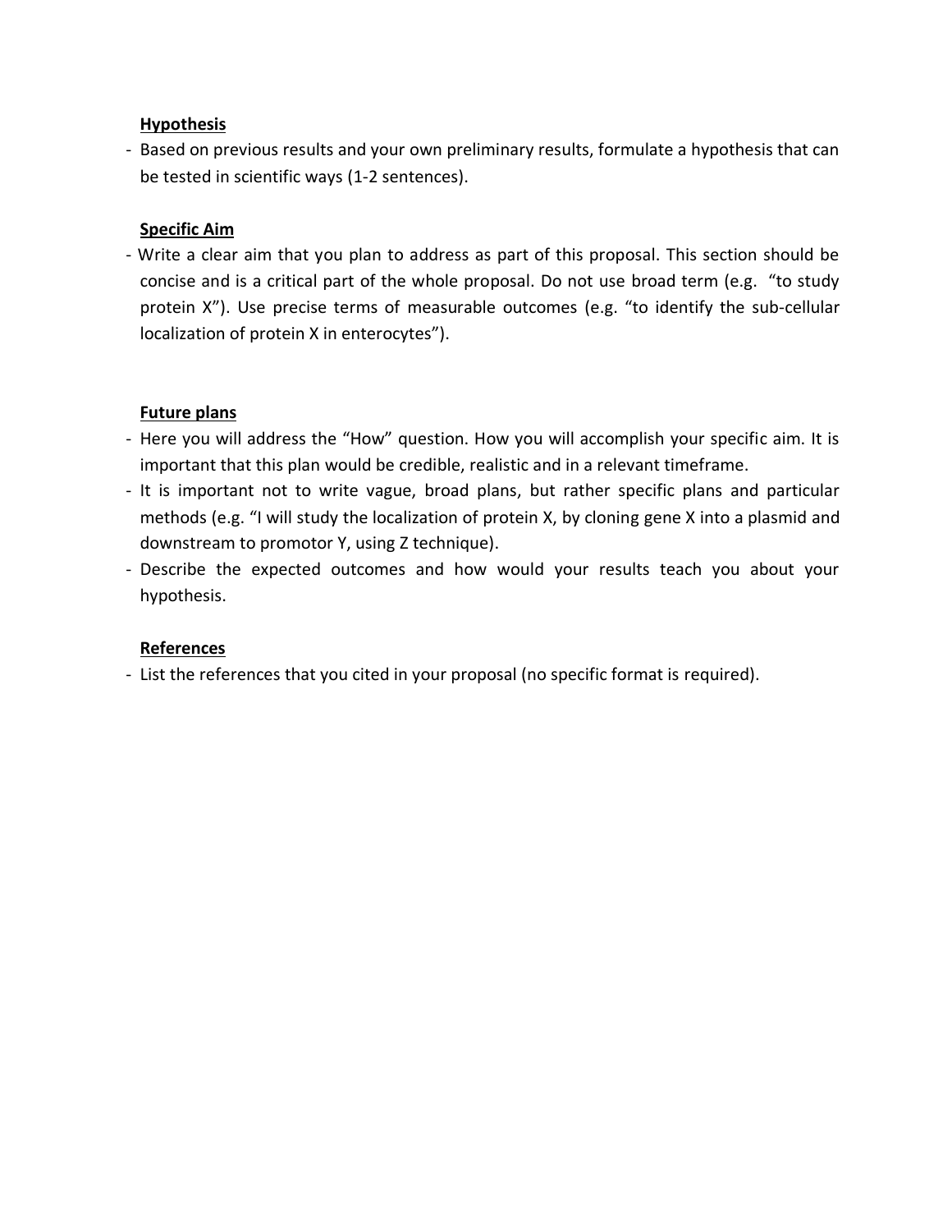**Hypothesis**

- Based on previous results and your own preliminary results, formulate a hypothesis that can be tested in scientific ways (1-2 sentences).

**Specific Aim**

- Write a clear aim that you plan to address as part of this proposal. This section should be concise and is a critical part of the whole proposal. Do not use broad term (e.g. "to study protein X"). Use precise terms of measurable outcomes (e.g. "to identify the sub-cellular localization of protein X in enterocytes").

**Future plans**

- Here you will address the "How" question. How you will accomplish your specific aim. It is important that this plan would be credible, realistic and in a relevant timeframe.
- It is important not to write vague, broad plans, but rather specific plans and particular methods (e.g. "I will study the localization of protein X, by cloning gene X into a plasmid and downstream to promotor Y, using Z technique).
- Describe the expected outcomes and how would your results teach you about your hypothesis.

**References**

- List the references that you cited in your proposal (no specific format is required).